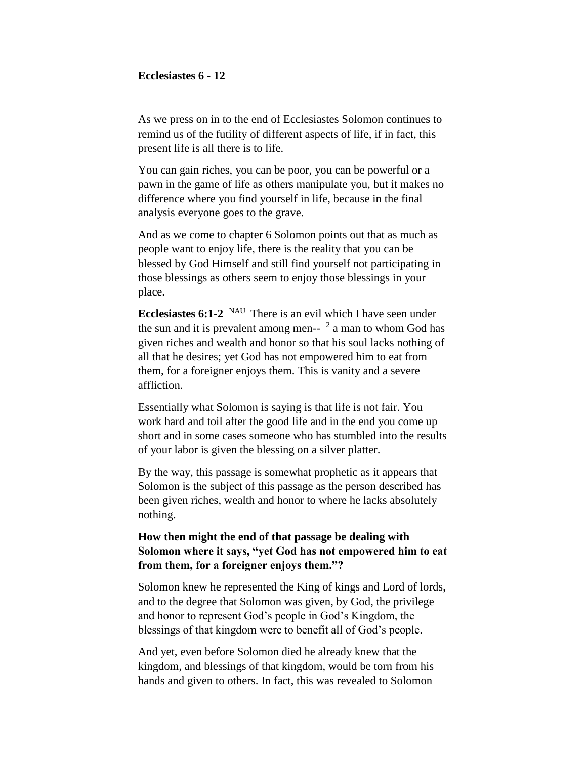**Ecclesiastes 6 - 12**

As we press on in to the end of Ecclesiastes Solomon continues to remind us of the futility of different aspects of life, if in fact, this present life is all there is to life.

You can gain riches, you can be poor, you can be powerful or a pawn in the game of life as others manipulate you, but it makes no difference where you find yourself in life, because in the final analysis everyone goes to the grave.

And as we come to chapter 6 Solomon points out that as much as people want to enjoy life, there is the reality that you can be blessed by God Himself and still find yourself not participating in those blessings as others seem to enjoy those blessings in your place.

**Ecclesiastes 6:1-2** NAU There is an evil which I have seen under the sun and it is prevalent among men-- 2 a man to whom God has given riches and wealth and honor so that his soul lacks nothing of all that he desires; yet God has not empowered him to eat from them, for a foreigner enjoys them. This is vanity and a severe affliction.

Essentially what Solomon is saying is that life is not fair. You work hard and toil after the good life and in the end you come up short and in some cases someone who has stumbled into the results of your labor is given the blessing on a silver platter.

By the way, this passage is somewhat prophetic as it appears that Solomon is the subject of this passage as the person described has been given riches, wealth and honor to where he lacks absolutely nothing.

**How then might the end of that passage be dealing with Solomon where it says, "yet God has not empowered him to eat from them, for a foreigner enjoys them."?**

Solomon knew he represented the King of kings and Lord of lords, and to the degree that Solomon was given, by God, the privilege and honor to represent God's people in God's Kingdom, the blessings of that kingdom were to benefit all of God's people.

And yet, even before Solomon died he already knew that the kingdom, and blessings of that kingdom, would be torn from his hands and given to others. In fact, this was revealed to Solomon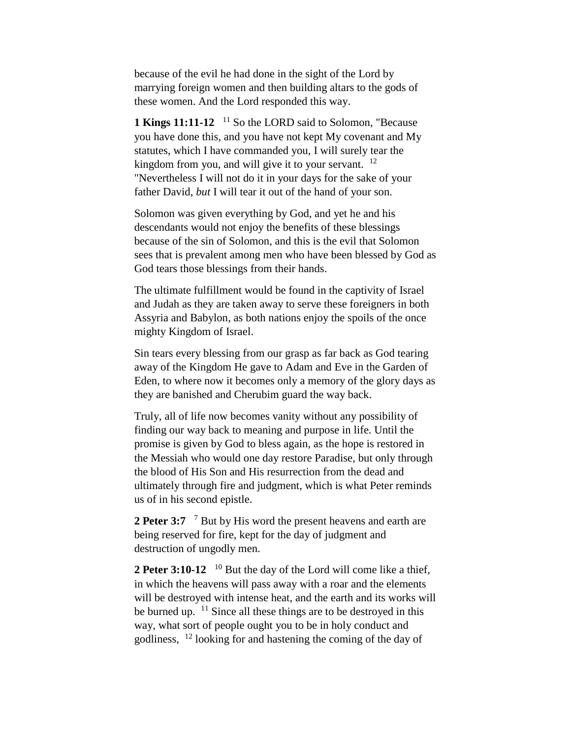because of the evil he had done in the sight of the Lord by marrying foreign women and then building altars to the gods of these women. And the Lord responded this way.

**1 Kings 11:11-12** [11] So the LORD said to Solomon, "Because you have done this, and you have not kept My covenant and My statutes, which I have commanded you, I will surely tear the kingdom from you, and will give it to your servant. [12] "Nevertheless I will not do it in your days for the sake of your father David, *but* I will tear it out of the hand of your son.

Solomon was given everything by God, and yet he and his descendants would not enjoy the benefits of these blessings because of the sin of Solomon, and this is the evil that Solomon sees that is prevalent among men who have been blessed by God as God tears those blessings from their hands.

The ultimate fulfillment would be found in the captivity of Israel and Judah as they are taken away to serve these foreigners in both Assyria and Babylon, as both nations enjoy the spoils of the once mighty Kingdom of Israel.

Sin tears every blessing from our grasp as far back as God tearing away of the Kingdom He gave to Adam and Eve in the Garden of Eden, to where now it becomes only a memory of the glory days as they are banished and Cherubim guard the way back.

Truly, all of life now becomes vanity without any possibility of finding our way back to meaning and purpose in life. Until the promise is given by God to bless again, as the hope is restored in the Messiah who would one day restore Paradise, but only through the blood of His Son and His resurrection from the dead and ultimately through fire and judgment, which is what Peter reminds us of in his second epistle.

**2 Peter 3:7** [7] But by His word the present heavens and earth are being reserved for fire, kept for the day of judgment and destruction of ungodly men.

**2 Peter 3:10-12** [10] But the day of the Lord will come like a thief, in which the heavens will pass away with a roar and the elements will be destroyed with intense heat, and the earth and its works will be burned up. [11] Since all these things are to be destroyed in this way, what sort of people ought you to be in holy conduct and godliness, [12] looking for and hastening the coming of the day of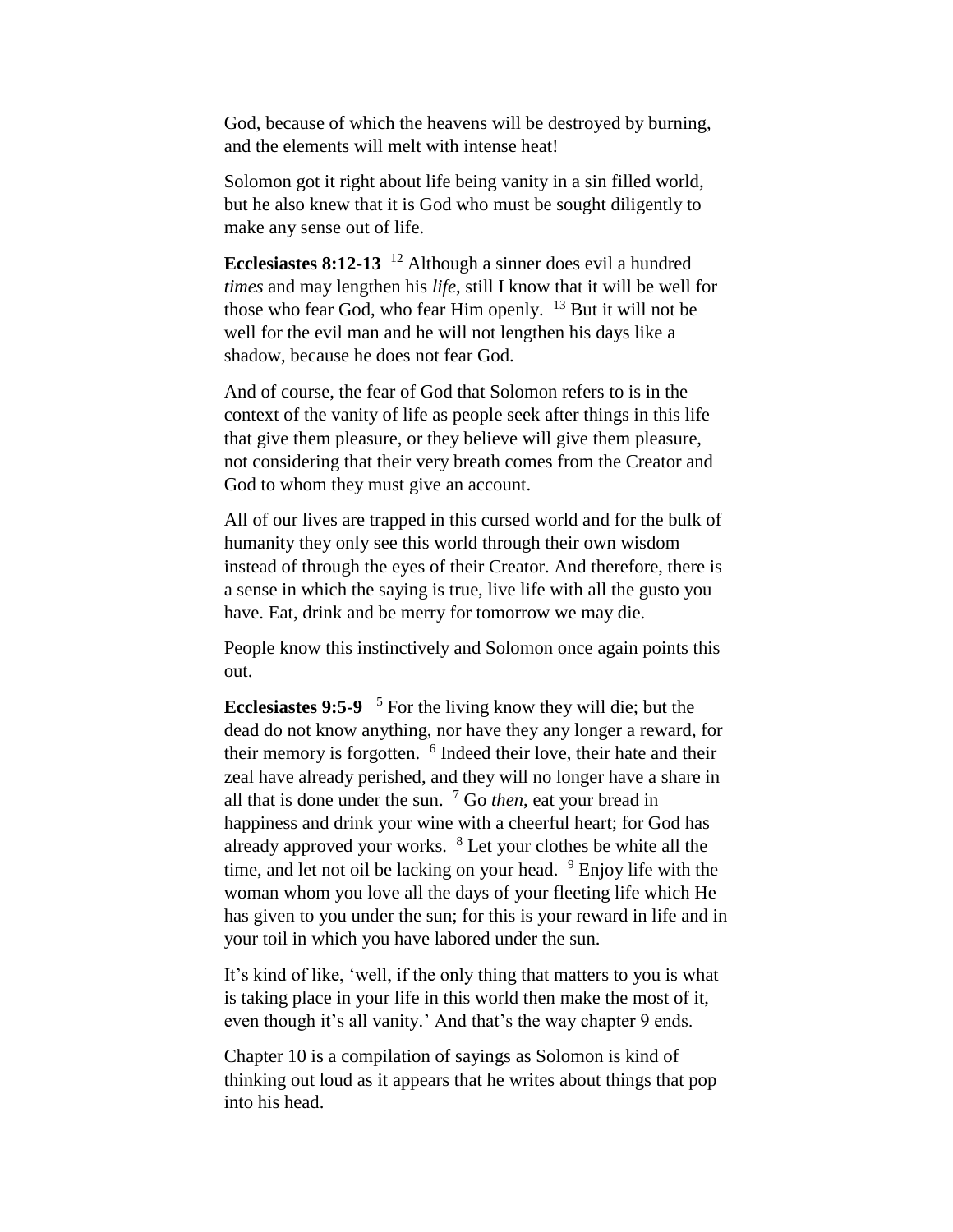God, because of which the heavens will be destroyed by burning, and the elements will melt with intense heat!

Solomon got it right about life being vanity in a sin filled world, but he also knew that it is God who must be sought diligently to make any sense out of life.

**Ecclesiastes 8:12-13** [12] Although a sinner does evil a hundred *times* and may lengthen his *life*, still I know that it will be well for those who fear God, who fear Him openly. [13] But it will not be well for the evil man and he will not lengthen his days like a shadow, because he does not fear God.

And of course, the fear of God that Solomon refers to is in the context of the vanity of life as people seek after things in this life that give them pleasure, or they believe will give them pleasure, not considering that their very breath comes from the Creator and God to whom they must give an account.

All of our lives are trapped in this cursed world and for the bulk of humanity they only see this world through their own wisdom instead of through the eyes of their Creator. And therefore, there is a sense in which the saying is true, live life with all the gusto you have. Eat, drink and be merry for tomorrow we may die.

People know this instinctively and Solomon once again points this out.

**Ecclesiastes 9:5-9** [5] For the living know they will die; but the dead do not know anything, nor have they any longer a reward, for their memory is forgotten. [6] Indeed their love, their hate and their zeal have already perished, and they will no longer have a share in all that is done under the sun. [7] Go *then*, eat your bread in happiness and drink your wine with a cheerful heart; for God has already approved your works. [8] Let your clothes be white all the time, and let not oil be lacking on your head. [9] Enjoy life with the woman whom you love all the days of your fleeting life which He has given to you under the sun; for this is your reward in life and in your toil in which you have labored under the sun.

It's kind of like, 'well, if the only thing that matters to you is what is taking place in your life in this world then make the most of it, even though it's all vanity.' And that's the way chapter 9 ends.

Chapter 10 is a compilation of sayings as Solomon is kind of thinking out loud as it appears that he writes about things that pop into his head.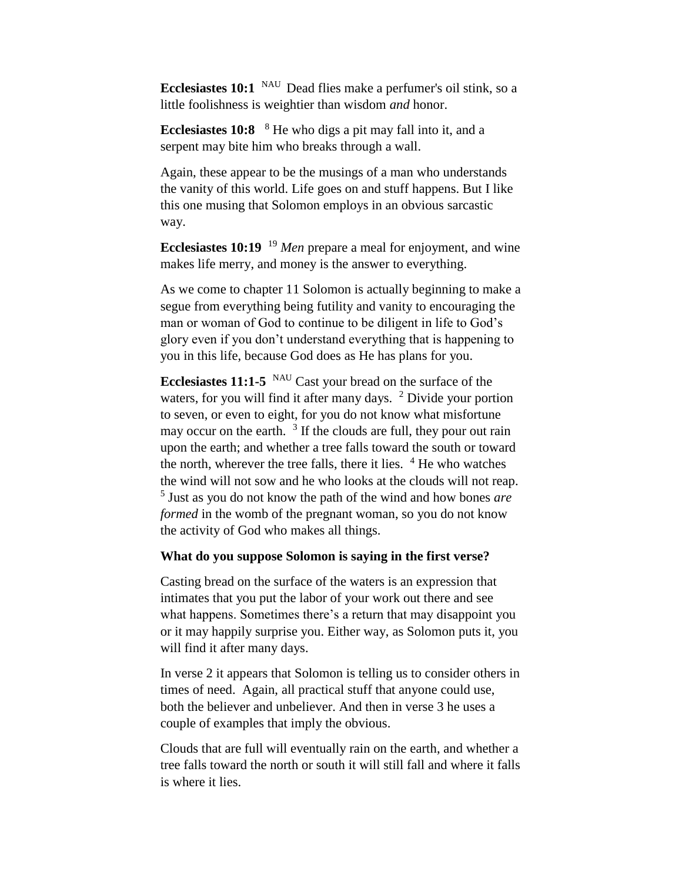**Ecclesiastes 10:1** NAU Dead flies make a perfumer's oil stink, so a little foolishness is weightier than wisdom *and* honor.

**Ecclesiastes 10:8** [8] He who digs a pit may fall into it, and a serpent may bite him who breaks through a wall.

Again, these appear to be the musings of a man who understands the vanity of this world. Life goes on and stuff happens. But I like this one musing that Solomon employs in an obvious sarcastic way.

**Ecclesiastes 10:19** [19] *Men* prepare a meal for enjoyment, and wine makes life merry, and money is the answer to everything.

As we come to chapter 11 Solomon is actually beginning to make a segue from everything being futility and vanity to encouraging the man or woman of God to continue to be diligent in life to God's glory even if you don't understand everything that is happening to you in this life, because God does as He has plans for you.

**Ecclesiastes 11:1-5** NAU Cast your bread on the surface of the waters, for you will find it after many days. [2] Divide your portion to seven, or even to eight, for you do not know what misfortune may occur on the earth. [3] If the clouds are full, they pour out rain upon the earth; and whether a tree falls toward the south or toward the north, wherever the tree falls, there it lies. [4] He who watches the wind will not sow and he who looks at the clouds will not reap. [5] Just as you do not know the path of the wind and how bones *are formed* in the womb of the pregnant woman, so you do not know the activity of God who makes all things.

**What do you suppose Solomon is saying in the first verse?**

Casting bread on the surface of the waters is an expression that intimates that you put the labor of your work out there and see what happens. Sometimes there's a return that may disappoint you or it may happily surprise you. Either way, as Solomon puts it, you will find it after many days.

In verse 2 it appears that Solomon is telling us to consider others in times of need. Again, all practical stuff that anyone could use, both the believer and unbeliever. And then in verse 3 he uses a couple of examples that imply the obvious.

Clouds that are full will eventually rain on the earth, and whether a tree falls toward the north or south it will still fall and where it falls is where it lies.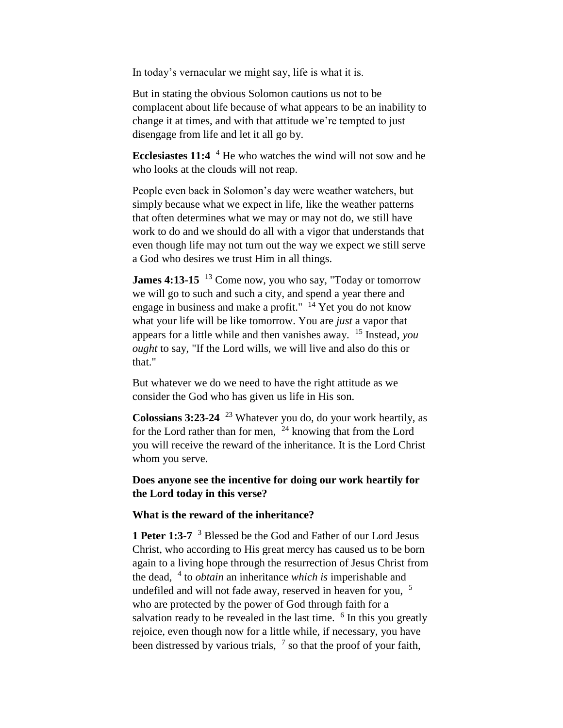In today's vernacular we might say, life is what it is.

But in stating the obvious Solomon cautions us not to be complacent about life because of what appears to be an inability to change it at times, and with that attitude we're tempted to just disengage from life and let it all go by.

**Ecclesiastes 11:4** [4] He who watches the wind will not sow and he who looks at the clouds will not reap.

People even back in Solomon's day were weather watchers, but simply because what we expect in life, like the weather patterns that often determines what we may or may not do, we still have work to do and we should do all with a vigor that understands that even though life may not turn out the way we expect we still serve a God who desires we trust Him in all things.

**James 4:13-15** [13] Come now, you who say, "Today or tomorrow we will go to such and such a city, and spend a year there and engage in business and make a profit." [14] Yet you do not know what your life will be like tomorrow. You are *just* a vapor that appears for a little while and then vanishes away. [15] Instead, *you ought* to say, "If the Lord wills, we will live and also do this or that."

But whatever we do we need to have the right attitude as we consider the God who has given us life in His son.

**Colossians 3:23-24** [23] Whatever you do, do your work heartily, as for the Lord rather than for men, [24] knowing that from the Lord you will receive the reward of the inheritance. It is the Lord Christ whom you serve.

**Does anyone see the incentive for doing our work heartily for the Lord today in this verse?**

**What is the reward of the inheritance?**

**1 Peter 1:3-7** [3] Blessed be the God and Father of our Lord Jesus Christ, who according to His great mercy has caused us to be born again to a living hope through the resurrection of Jesus Christ from the dead, [4] to *obtain* an inheritance *which is* imperishable and undefiled and will not fade away, reserved in heaven for you, [5] who are protected by the power of God through faith for a salvation ready to be revealed in the last time. [6] In this you greatly rejoice, even though now for a little while, if necessary, you have been distressed by various trials, [7] so that the proof of your faith,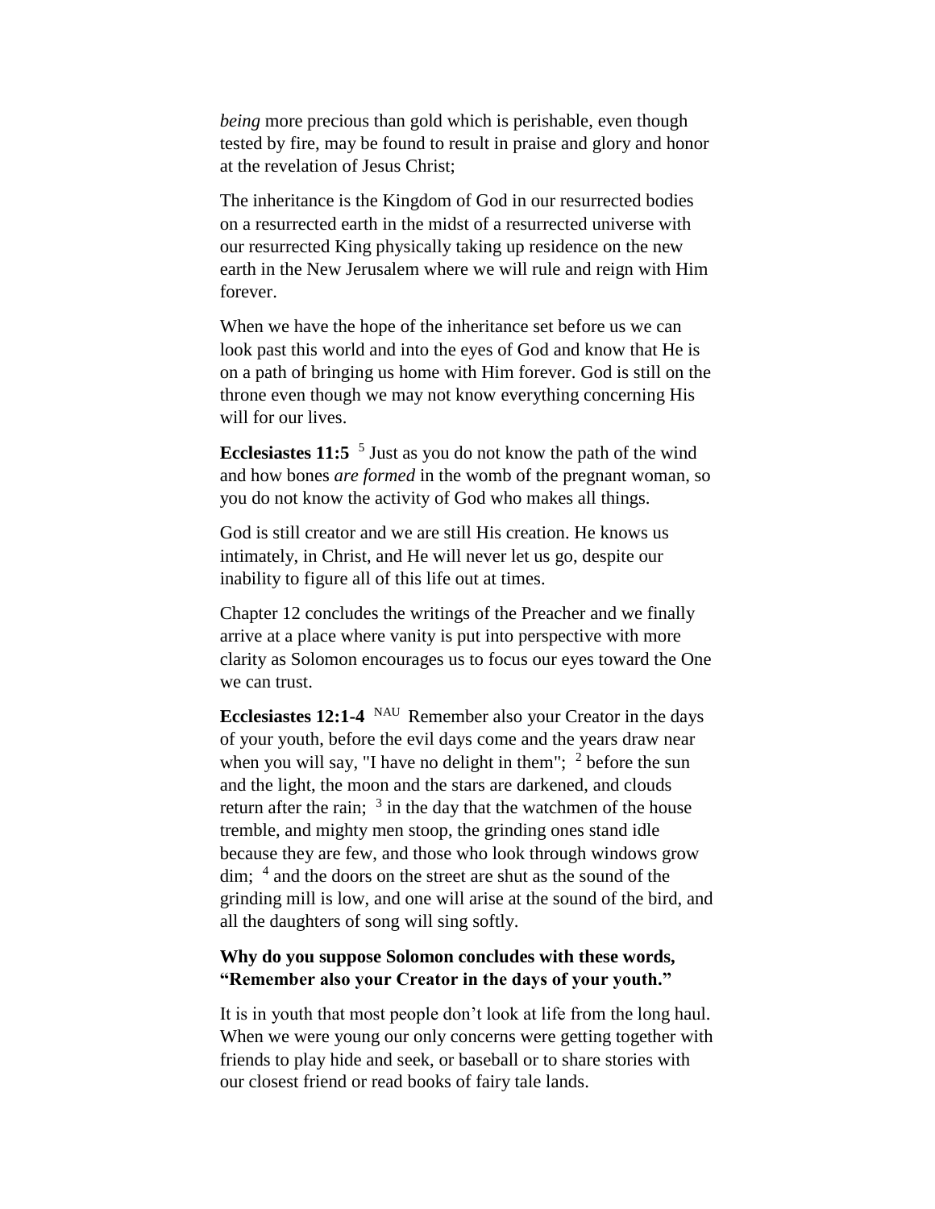*being* more precious than gold which is perishable, even though tested by fire, may be found to result in praise and glory and honor at the revelation of Jesus Christ;

The inheritance is the Kingdom of God in our resurrected bodies on a resurrected earth in the midst of a resurrected universe with our resurrected King physically taking up residence on the new earth in the New Jerusalem where we will rule and reign with Him forever.

When we have the hope of the inheritance set before us we can look past this world and into the eyes of God and know that He is on a path of bringing us home with Him forever. God is still on the throne even though we may not know everything concerning His will for our lives.

**Ecclesiastes 11:5** [5] Just as you do not know the path of the wind and how bones *are formed* in the womb of the pregnant woman, so you do not know the activity of God who makes all things.

God is still creator and we are still His creation. He knows us intimately, in Christ, and He will never let us go, despite our inability to figure all of this life out at times.

Chapter 12 concludes the writings of the Preacher and we finally arrive at a place where vanity is put into perspective with more clarity as Solomon encourages us to focus our eyes toward the One we can trust.

**Ecclesiastes 12:1-4** [NAU] Remember also your Creator in the days of your youth, before the evil days come and the years draw near when you will say, "I have no delight in them"; [2] before the sun and the light, the moon and the stars are darkened, and clouds return after the rain; [3] in the day that the watchmen of the house tremble, and mighty men stoop, the grinding ones stand idle because they are few, and those who look through windows grow dim; [4] and the doors on the street are shut as the sound of the grinding mill is low, and one will arise at the sound of the bird, and all the daughters of song will sing softly.

**Why do you suppose Solomon concludes with these words, "Remember also your Creator in the days of your youth."**

It is in youth that most people don't look at life from the long haul. When we were young our only concerns were getting together with friends to play hide and seek, or baseball or to share stories with our closest friend or read books of fairy tale lands.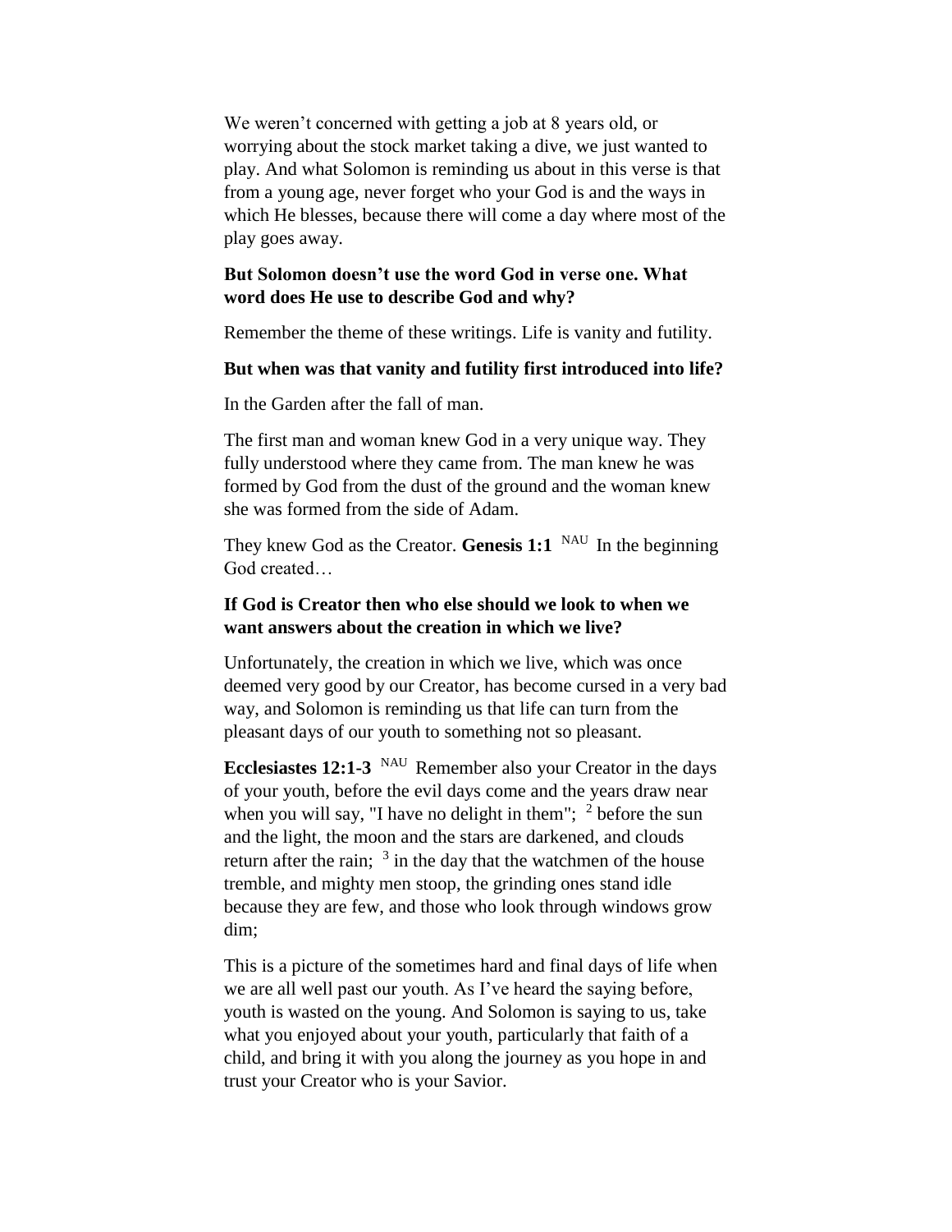We weren't concerned with getting a job at 8 years old, or worrying about the stock market taking a dive, we just wanted to play. And what Solomon is reminding us about in this verse is that from a young age, never forget who your God is and the ways in which He blesses, because there will come a day where most of the play goes away.

**But Solomon doesn't use the word God in verse one. What word does He use to describe God and why?**

Remember the theme of these writings. Life is vanity and futility.

**But when was that vanity and futility first introduced into life?**

In the Garden after the fall of man.

The first man and woman knew God in a very unique way. They fully understood where they came from. The man knew he was formed by God from the dust of the ground and the woman knew she was formed from the side of Adam.

They knew God as the Creator. **Genesis 1:1** NAU In the beginning God created…

**If God is Creator then who else should we look to when we want answers about the creation in which we live?**

Unfortunately, the creation in which we live, which was once deemed very good by our Creator, has become cursed in a very bad way, and Solomon is reminding us that life can turn from the pleasant days of our youth to something not so pleasant.

**Ecclesiastes 12:1-3** NAU Remember also your Creator in the days of your youth, before the evil days come and the years draw near when you will say, "I have no delight in them"; [2] before the sun and the light, the moon and the stars are darkened, and clouds return after the rain; [3] in the day that the watchmen of the house tremble, and mighty men stoop, the grinding ones stand idle because they are few, and those who look through windows grow dim;

This is a picture of the sometimes hard and final days of life when we are all well past our youth. As I've heard the saying before, youth is wasted on the young. And Solomon is saying to us, take what you enjoyed about your youth, particularly that faith of a child, and bring it with you along the journey as you hope in and trust your Creator who is your Savior.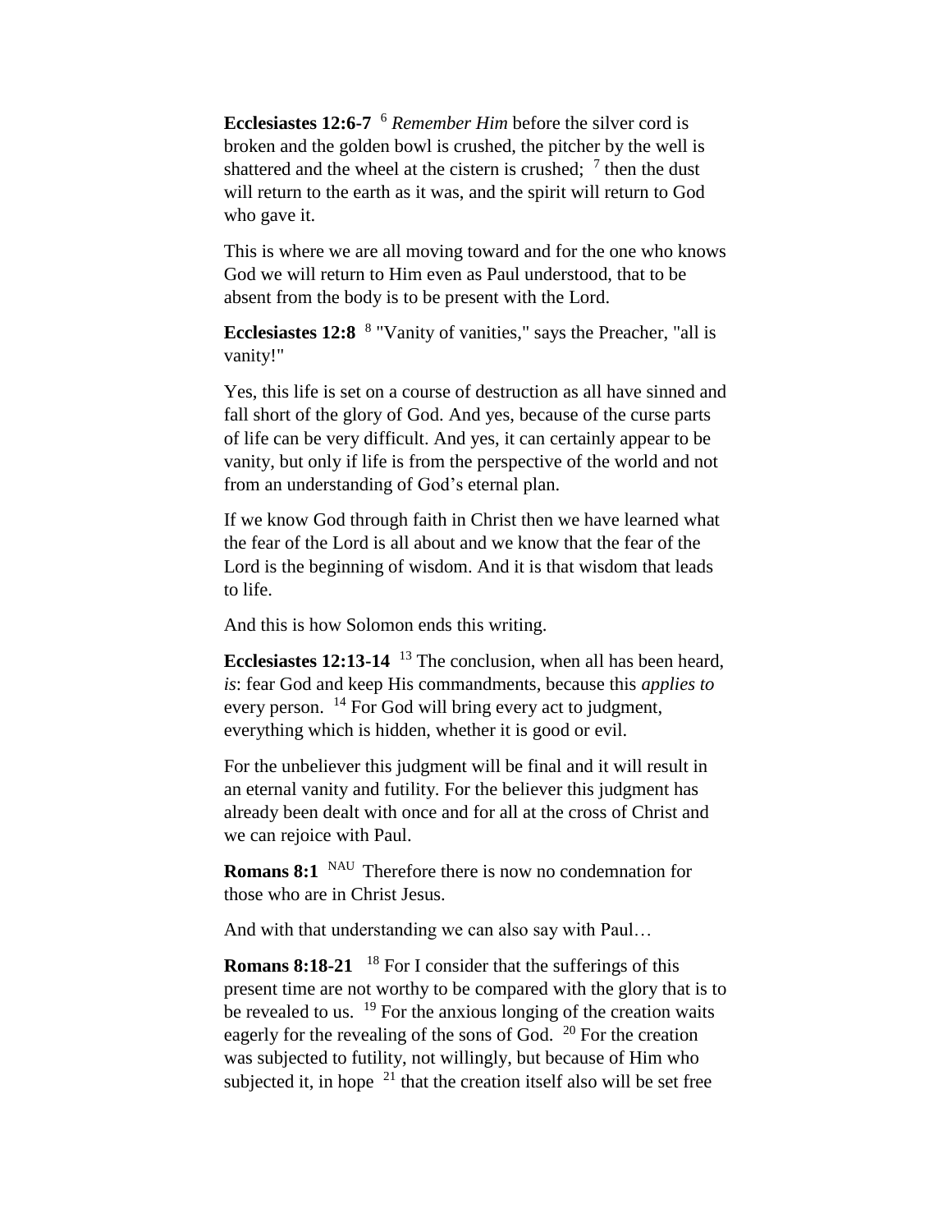**Ecclesiastes 12:6-7** [6] *Remember Him* before the silver cord is broken and the golden bowl is crushed, the pitcher by the well is shattered and the wheel at the cistern is crushed; [7] then the dust will return to the earth as it was, and the spirit will return to God who gave it.

This is where we are all moving toward and for the one who knows God we will return to Him even as Paul understood, that to be absent from the body is to be present with the Lord.

**Ecclesiastes 12:8** [8] "Vanity of vanities," says the Preacher, "all is vanity!"

Yes, this life is set on a course of destruction as all have sinned and fall short of the glory of God. And yes, because of the curse parts of life can be very difficult. And yes, it can certainly appear to be vanity, but only if life is from the perspective of the world and not from an understanding of God's eternal plan.

If we know God through faith in Christ then we have learned what the fear of the Lord is all about and we know that the fear of the Lord is the beginning of wisdom. And it is that wisdom that leads to life.

And this is how Solomon ends this writing.

**Ecclesiastes 12:13-14** [13] The conclusion, when all has been heard, *is*: fear God and keep His commandments, because this *applies to* every person. [14] For God will bring every act to judgment, everything which is hidden, whether it is good or evil.

For the unbeliever this judgment will be final and it will result in an eternal vanity and futility. For the believer this judgment has already been dealt with once and for all at the cross of Christ and we can rejoice with Paul.

**Romans 8:1** [NAU] Therefore there is now no condemnation for those who are in Christ Jesus.

And with that understanding we can also say with Paul…

**Romans 8:18-21** [18] For I consider that the sufferings of this present time are not worthy to be compared with the glory that is to be revealed to us. [19] For the anxious longing of the creation waits eagerly for the revealing of the sons of God. [20] For the creation was subjected to futility, not willingly, but because of Him who subjected it, in hope [21] that the creation itself also will be set free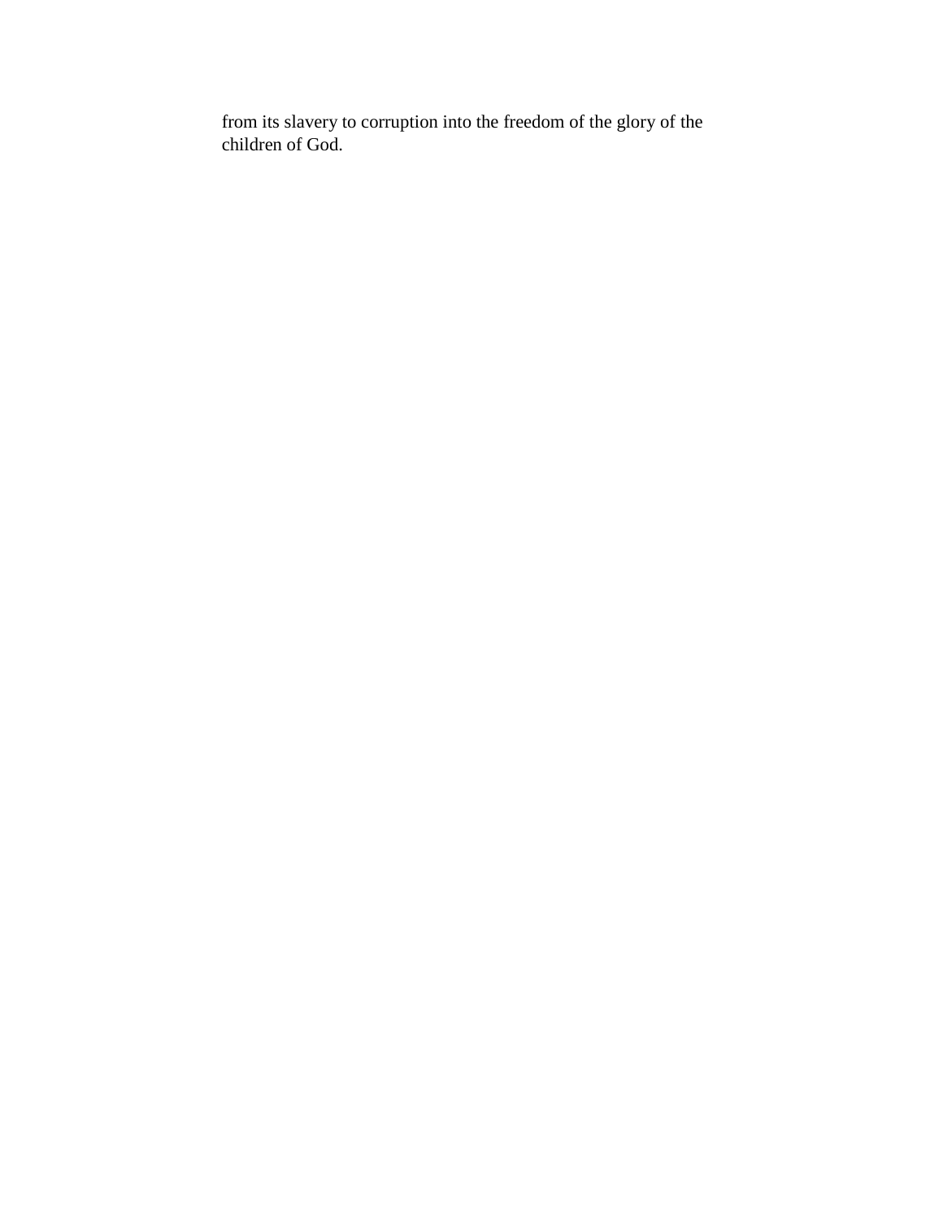from its slavery to corruption into the freedom of the glory of the children of God.